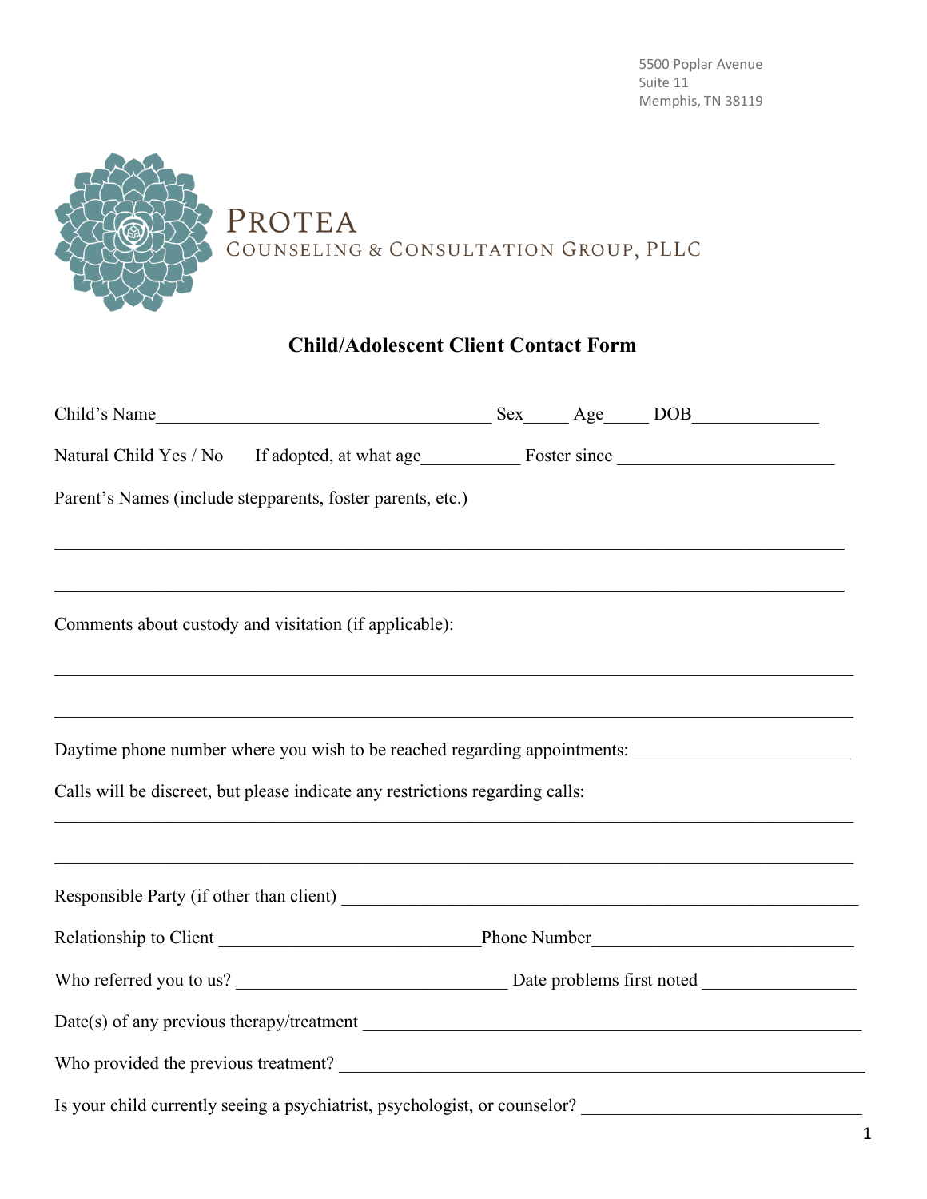5500 Poplar Avenue
Suite 11
Memphis, TN 38119

PROTEA
COUNSELING & CONSULTATION GROUP, PLLC

## Child/Adolescent Client Contact Form

Child's Name_____________________________________ Sex_____ Age_____ DOB______________

Natural Child Yes / No     If adopted, at what age___________ Foster since _______________________

Parent's Names (include stepparents, foster parents, etc.)

_____________________________________________________________________________________

_____________________________________________________________________________________

Comments about custody and visitation (if applicable):

_____________________________________________________________________________________

_____________________________________________________________________________________

Daytime phone number where you wish to be reached regarding appointments: _______________________

Calls will be discreet, but please indicate any restrictions regarding calls:

_____________________________________________________________________________________

_____________________________________________________________________________________

Responsible Party (if other than client) ___________________________________________________

Relationship to Client _____________________________Phone Number_____________________________

Who referred you to us? ______________________________ Date problems first noted ________________

Date(s) of any previous therapy/treatment _________________________________________________

Who provided the previous treatment? ____________________________________________________

Is your child currently seeing a psychiatrist, psychologist, or counselor? ______________________________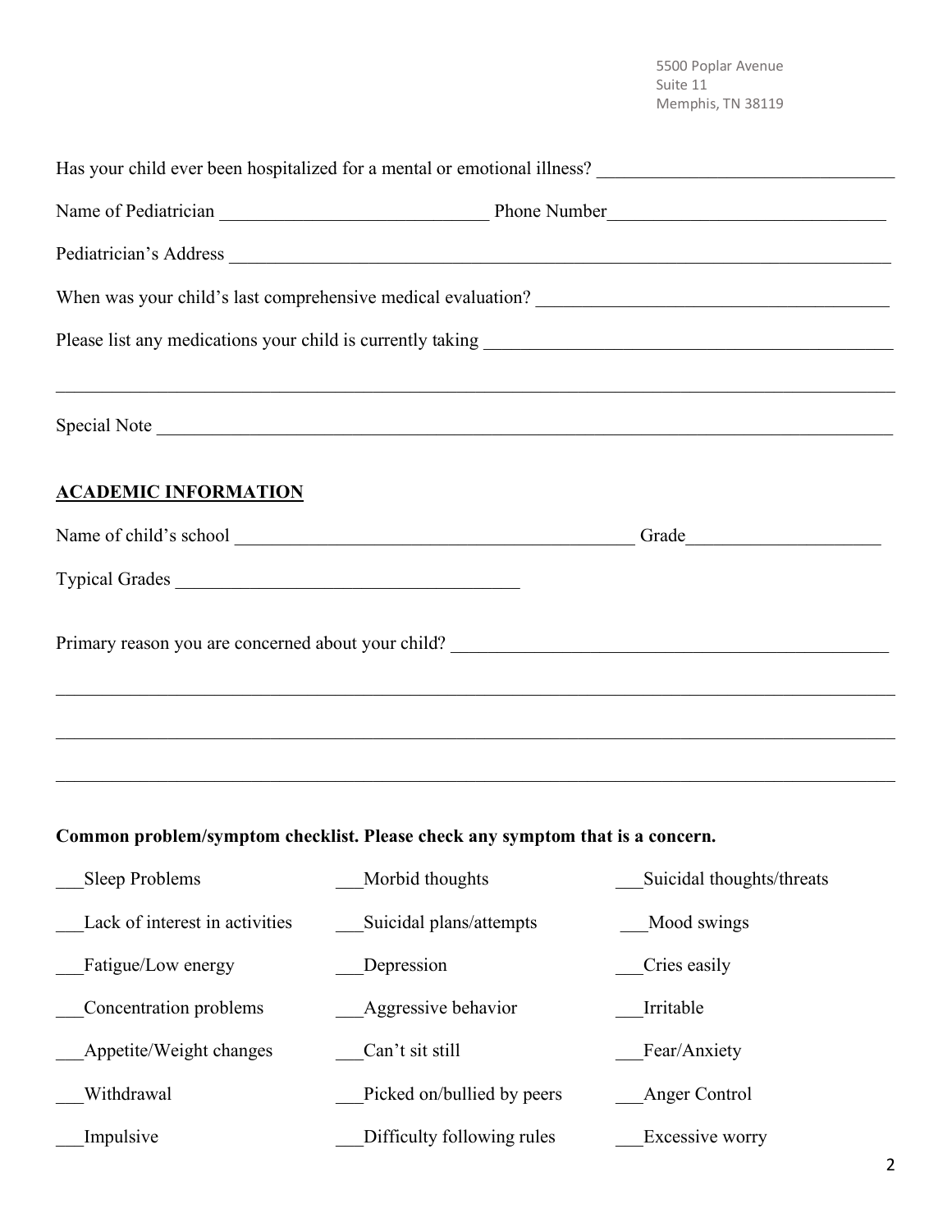5500 Poplar Avenue
Suite 11
Memphis, TN 38119

Has your child ever been hospitalized for a mental or emotional illness? ________________________________

Name of Pediatrician ______________________________ Phone Number______________________________

Pediatrician's Address ________________________________________________________________________

When was your child's last comprehensive medical evaluation? ______________________________________

Please list any medications your child is currently taking _____________________________________________

________________________________________________________________________________________

Special Note _______________________________________________________________________________

## ACADEMIC INFORMATION

Name of child's school _____________________________________________ Grade_____________________

Typical Grades _____________________________________

Primary reason you are concerned about your child? _________________________________________________

________________________________________________________________________________________

________________________________________________________________________________________

________________________________________________________________________________________

**Common problem/symptom checklist. Please check any symptom that is a concern.**

| | | |
|---|---|---|
| ___Sleep Problems | ___Morbid thoughts | ___Suicidal thoughts/threats |
| ___Lack of interest in activities | ___Suicidal plans/attempts | ___Mood swings |
| ___Fatigue/Low energy | ___Depression | ___Cries easily |
| ___Concentration problems | ___Aggressive behavior | ___Irritable |
| ___Appetite/Weight changes | ___Can't sit still | ___Fear/Anxiety |
| ___Withdrawal | ___Picked on/bullied by peers | ___Anger Control |
| ___Impulsive | ___Difficulty following rules | ___Excessive worry |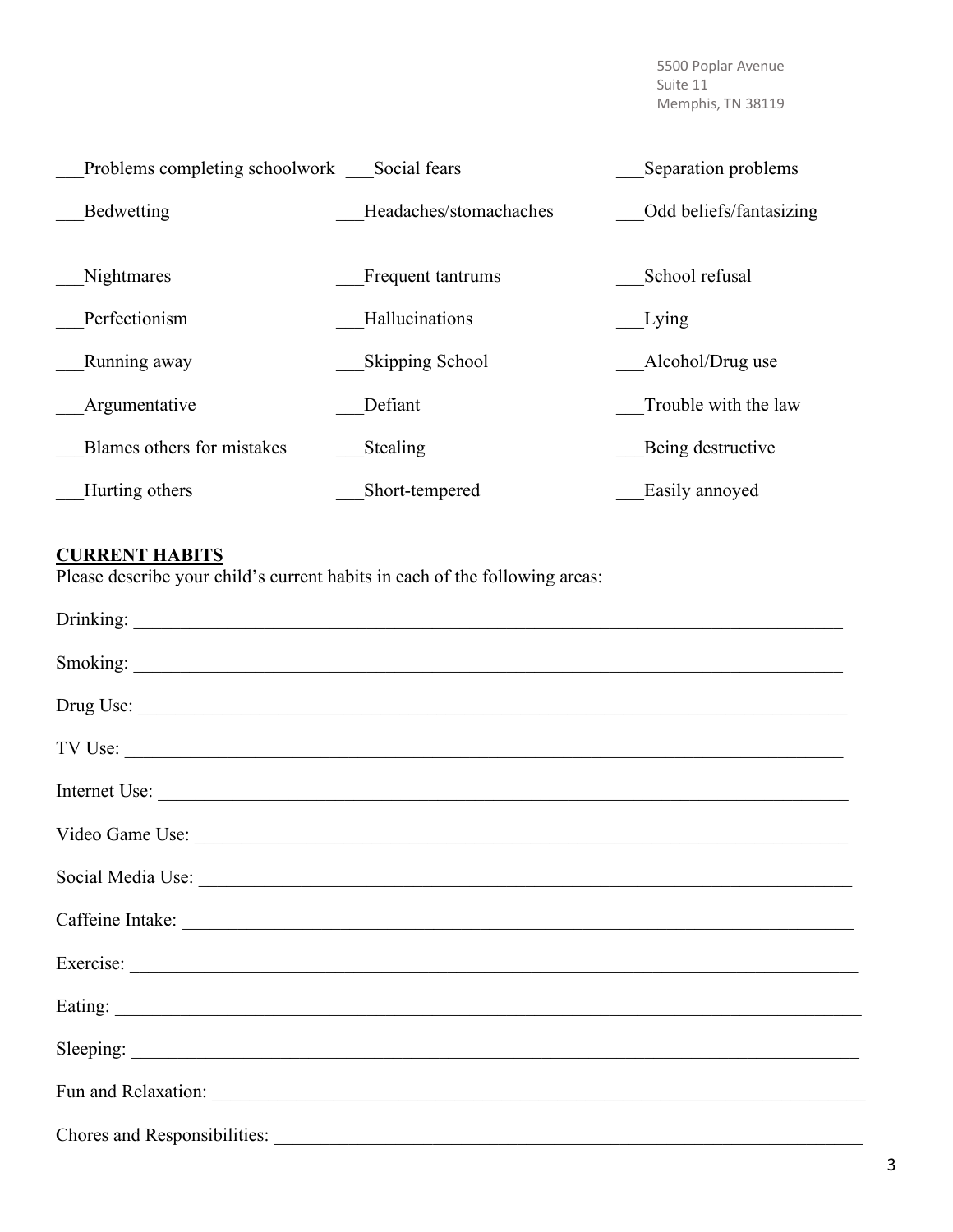5500 Poplar Avenue
Suite 11
Memphis, TN 38119

___Problems completing schoolwork ___Social fears ___Separation problems

___Bedwetting ___Headaches/stomachaches ___Odd beliefs/fantasizing

___Nightmares ___Frequent tantrums ___School refusal

___Perfectionism ___Hallucinations ___Lying

___Running away ___Skipping School ___Alcohol/Drug use

___Argumentative ___Defiant ___Trouble with the law

___Blames others for mistakes ___Stealing ___Being destructive

___Hurting others ___Short-tempered ___Easily annoyed

**CURRENT HABITS**

Please describe your child's current habits in each of the following areas:

Drinking: ______________________________________________________________________________

Smoking: ______________________________________________________________________________

Drug Use: ______________________________________________________________________________

TV Use: ______________________________________________________________________________

Internet Use: ___________________________________________________________________________

Video Game Use: _______________________________________________________________________

Social Media Use: _______________________________________________________________________

Caffeine Intake: ________________________________________________________________________

Exercise: ______________________________________________________________________________

Eating: ________________________________________________________________________________

Sleeping: ______________________________________________________________________________

Fun and Relaxation: _____________________________________________________________________

Chores and Responsibilities: _______________________________________________________________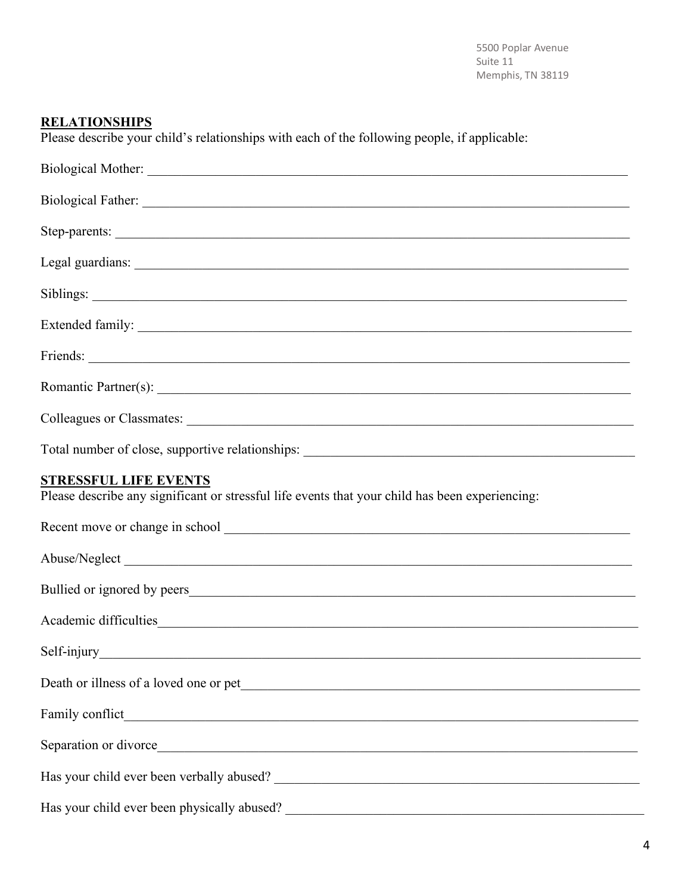5500 Poplar Avenue
Suite 11
Memphis, TN 38119

**RELATIONSHIPS**

Please describe your child's relationships with each of the following people, if applicable:

Biological Mother: ______________________________________________

Biological Father: ______________________________________________

Step-parents: ______________________________________________

Legal guardians: ______________________________________________

Siblings: ______________________________________________

Extended family: ______________________________________________

Friends: ______________________________________________

Romantic Partner(s): ______________________________________________

Colleagues or Classmates: ______________________________________________

Total number of close, supportive relationships: ______________________________________________

**STRESSFUL LIFE EVENTS**

Please describe any significant or stressful life events that your child has been experiencing:

Recent move or change in school ______________________________________________

Abuse/Neglect ______________________________________________

Bullied or ignored by peers______________________________________________

Academic difficulties______________________________________________

Self-injury______________________________________________

Death or illness of a loved one or pet______________________________________________

Family conflict______________________________________________

Separation or divorce______________________________________________

Has your child ever been verbally abused? ______________________________________________

Has your child ever been physically abused? ______________________________________________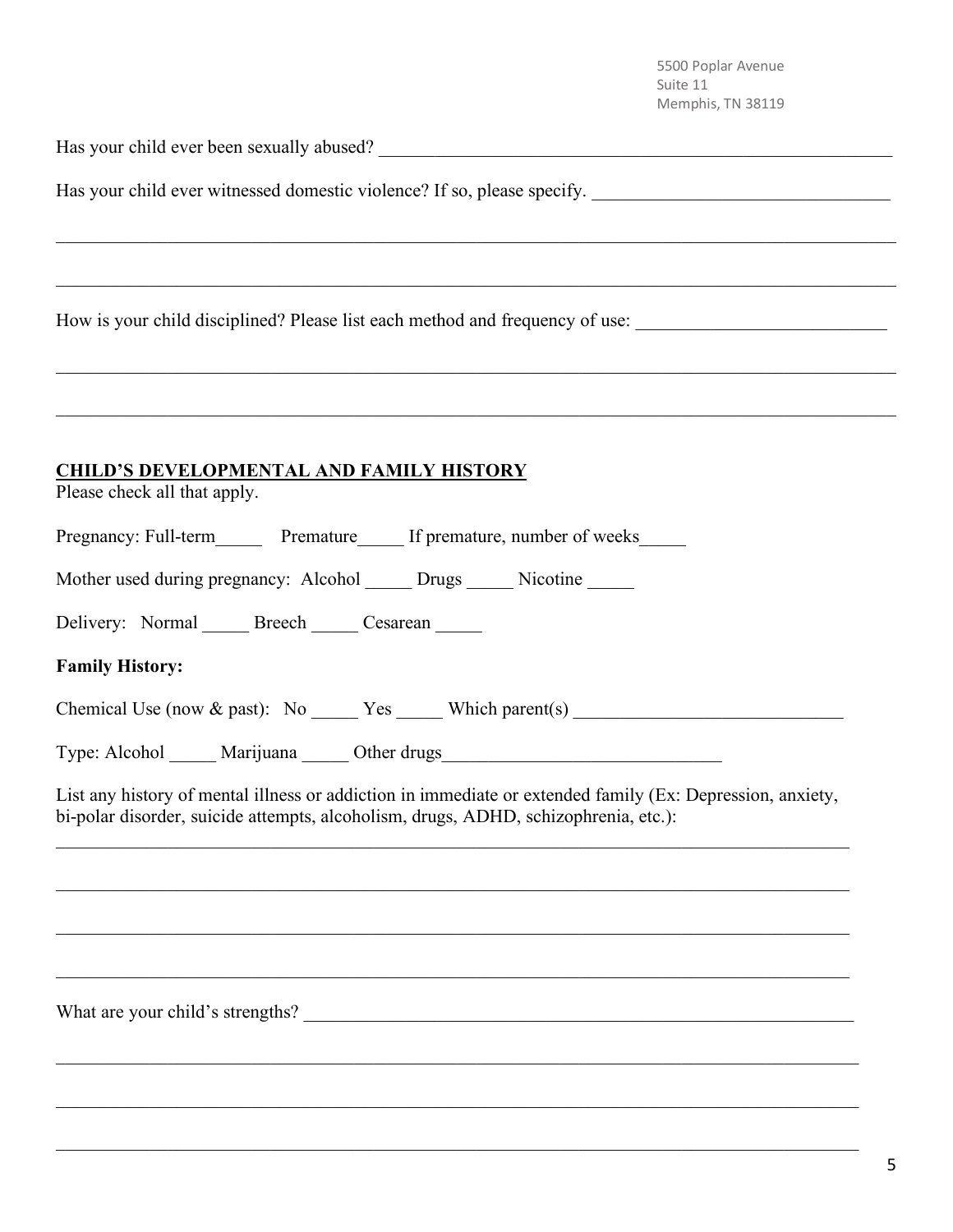5500 Poplar Avenue
Suite 11
Memphis, TN 38119

Has your child ever been sexually abused? ___________________________________________________________

Has your child ever witnessed domestic violence? If so, please specify. ________________________________

_____________________________________________________________________________________________

_____________________________________________________________________________________________

How is your child disciplined? Please list each method and frequency of use: ___________________________

_____________________________________________________________________________________________

_____________________________________________________________________________________________

## CHILD'S DEVELOPMENTAL AND FAMILY HISTORY

Please check all that apply.

Pregnancy: Full-term_____ Premature_____ If premature, number of weeks_____

Mother used during pregnancy: Alcohol _____ Drugs _____ Nicotine _____

Delivery: Normal _____ Breech _____ Cesarean _____

**Family History:**

Chemical Use (now & past): No _____ Yes _____ Which parent(s) _____________________________

Type: Alcohol _____ Marijuana _____ Other drugs______________________________

List any history of mental illness or addiction in immediate or extended family (Ex: Depression, anxiety, bi-polar disorder, suicide attempts, alcoholism, drugs, ADHD, schizophrenia, etc.):

_____________________________________________________________________________________________

_____________________________________________________________________________________________

_____________________________________________________________________________________________

_____________________________________________________________________________________________

What are your child's strengths? _______________________________________________________________

_____________________________________________________________________________________________

_____________________________________________________________________________________________

_____________________________________________________________________________________________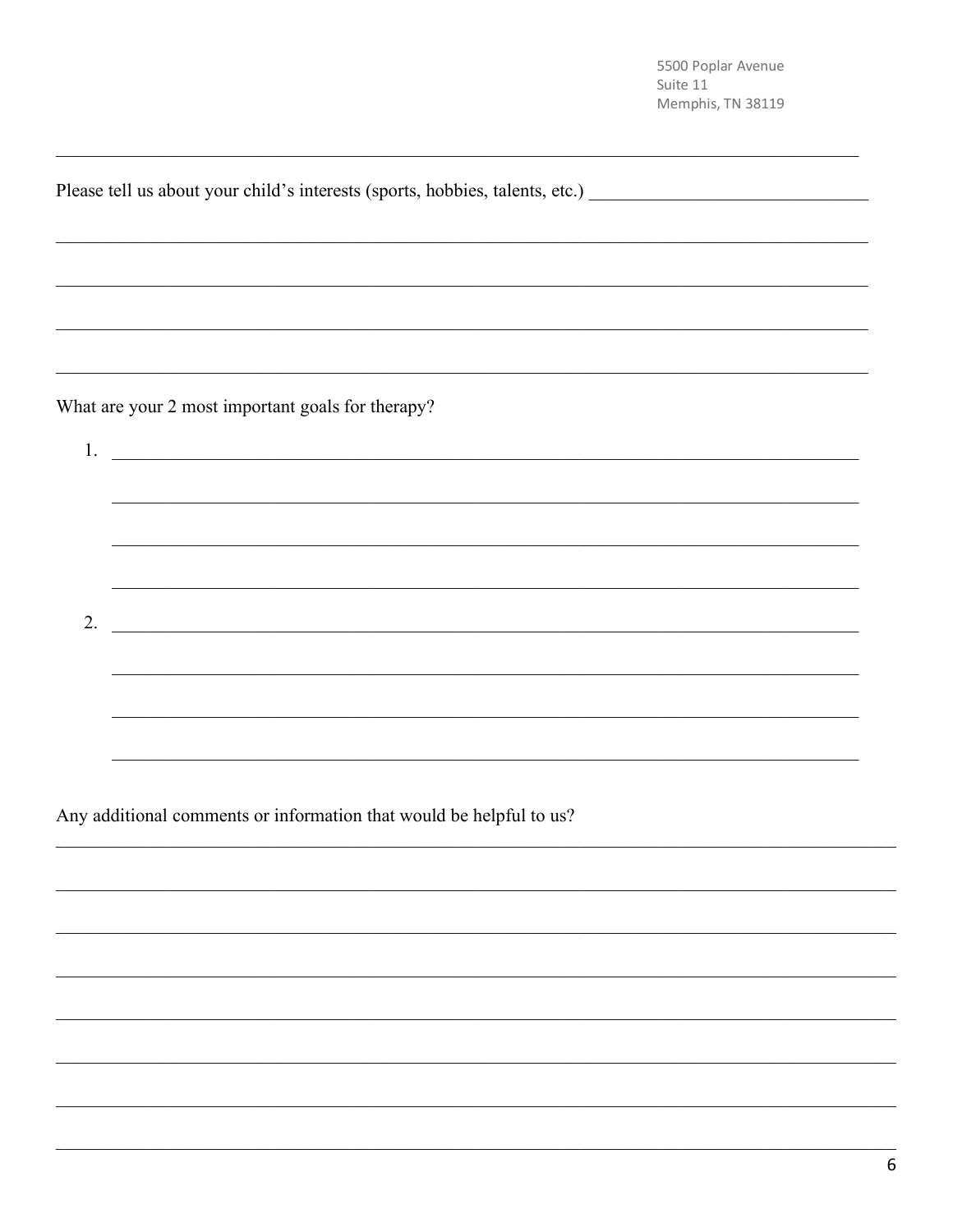5500 Poplar Avenue
Suite 11
Memphis, TN 38119

Please tell us about your child's interests (sports, hobbies, talents, etc.) ______________________________

_______________________________________________________________________________

_______________________________________________________________________________

_______________________________________________________________________________

_______________________________________________________________________________

What are your 2 most important goals for therapy?

1. ___________________________________________________________________________

   ___________________________________________________________________________

   ___________________________________________________________________________

   ___________________________________________________________________________

2. ___________________________________________________________________________

   ___________________________________________________________________________

   ___________________________________________________________________________

   ___________________________________________________________________________

Any additional comments or information that would be helpful to us?

_______________________________________________________________________________

_______________________________________________________________________________

_______________________________________________________________________________

_______________________________________________________________________________

_______________________________________________________________________________

_______________________________________________________________________________

_______________________________________________________________________________

_______________________________________________________________________________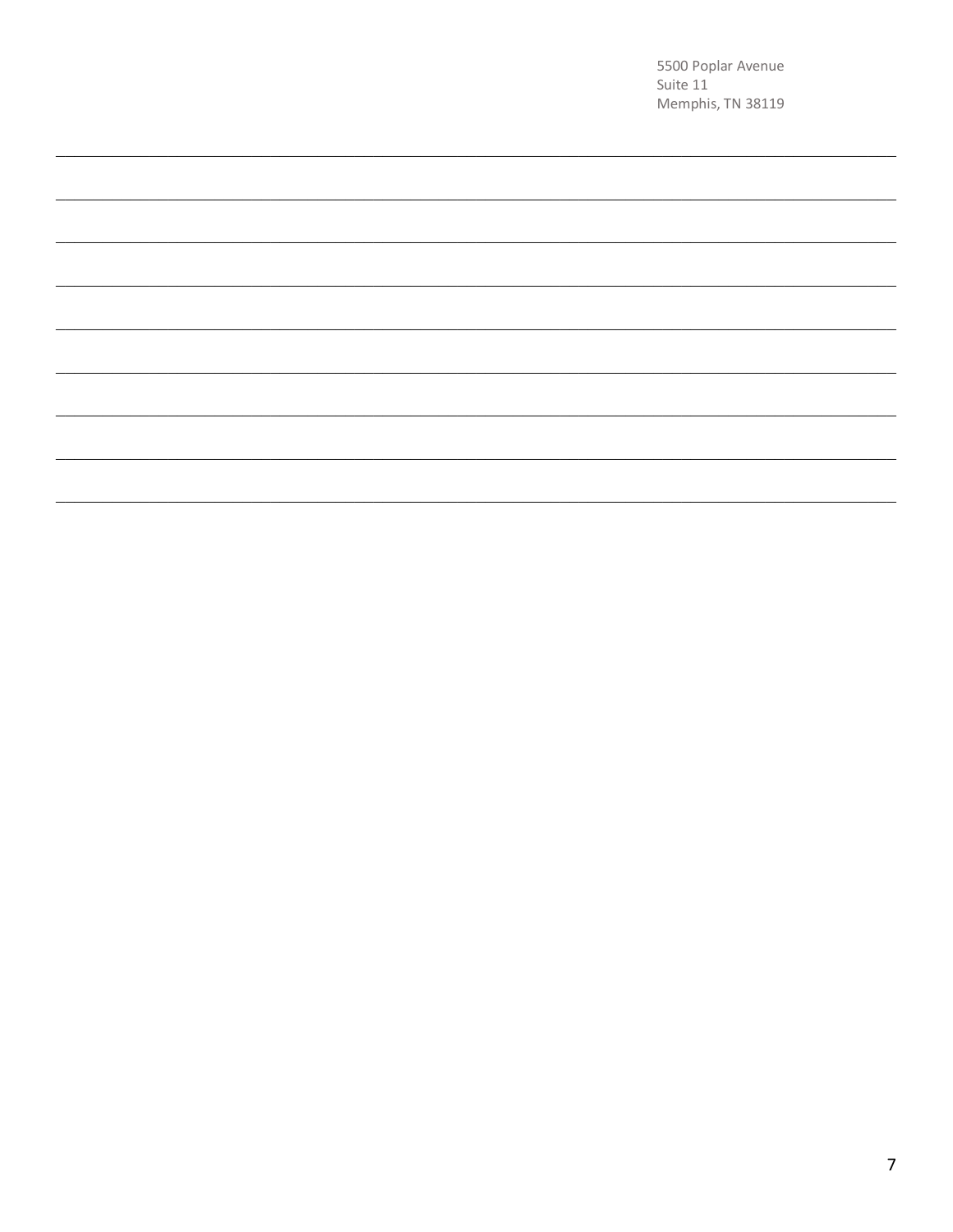5500 Poplar Avenue
Suite 11
Memphis, TN 38119